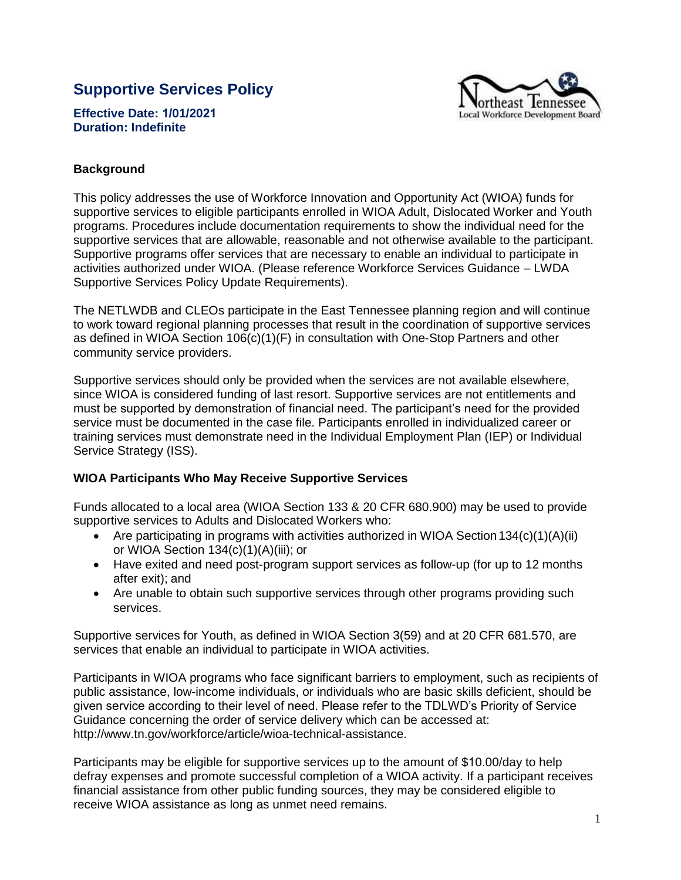# Supportive Services Policy

**Effective Date: 1/01/2021**
**Duration: Indefinite**

Northeast Tennessee Local Workforce Development Board

## Background

This policy addresses the use of Workforce Innovation and Opportunity Act (WIOA) funds for supportive services to eligible participants enrolled in WIOA Adult, Dislocated Worker and Youth programs. Procedures include documentation requirements to show the individual need for the supportive services that are allowable, reasonable and not otherwise available to the participant. Supportive programs offer services that are necessary to enable an individual to participate in activities authorized under WIOA. (Please reference Workforce Services Guidance – LWDA Supportive Services Policy Update Requirements).

The NETLWDB and CLEOs participate in the East Tennessee planning region and will continue to work toward regional planning processes that result in the coordination of supportive services as defined in WIOA Section 106(c)(1)(F) in consultation with One-Stop Partners and other community service providers.

Supportive services should only be provided when the services are not available elsewhere, since WIOA is considered funding of last resort. Supportive services are not entitlements and must be supported by demonstration of financial need. The participant's need for the provided service must be documented in the case file. Participants enrolled in individualized career or training services must demonstrate need in the Individual Employment Plan (IEP) or Individual Service Strategy (ISS).

## WIOA Participants Who May Receive Supportive Services

Funds allocated to a local area (WIOA Section 133 & 20 CFR 680.900) may be used to provide supportive services to Adults and Dislocated Workers who:

- Are participating in programs with activities authorized in WIOA Section 134(c)(1)(A)(ii) or WIOA Section 134(c)(1)(A)(iii); or
- Have exited and need post-program support services as follow-up (for up to 12 months after exit); and
- Are unable to obtain such supportive services through other programs providing such services.

Supportive services for Youth, as defined in WIOA Section 3(59) and at 20 CFR 681.570, are services that enable an individual to participate in WIOA activities.

Participants in WIOA programs who face significant barriers to employment, such as recipients of public assistance, low-income individuals, or individuals who are basic skills deficient, should be given service according to their level of need. Please refer to the TDLWD's Priority of Service Guidance concerning the order of service delivery which can be accessed at: http://www.tn.gov/workforce/article/wioa-technical-assistance.

Participants may be eligible for supportive services up to the amount of $10.00/day to help defray expenses and promote successful completion of a WIOA activity. If a participant receives financial assistance from other public funding sources, they may be considered eligible to receive WIOA assistance as long as unmet need remains.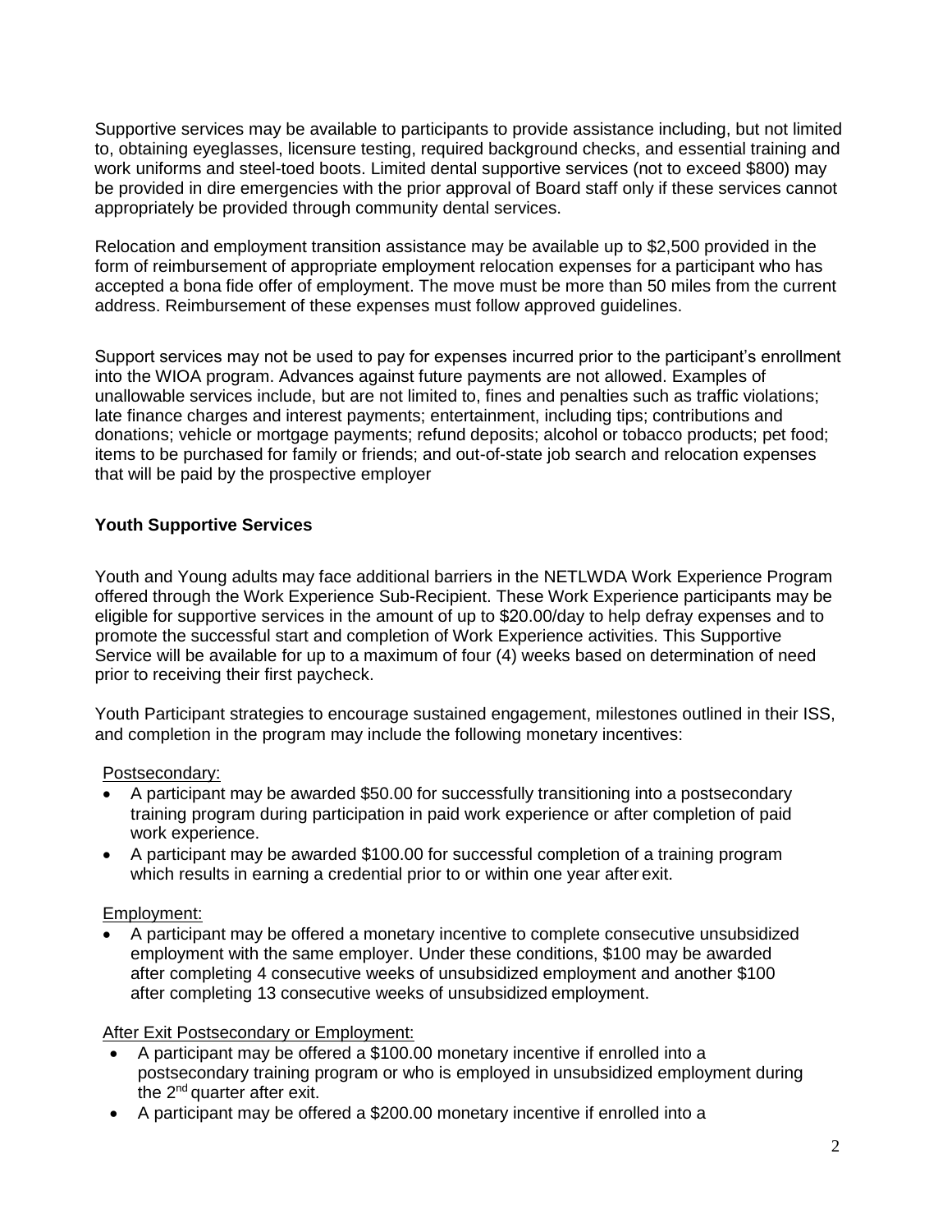Supportive services may be available to participants to provide assistance including, but not limited to, obtaining eyeglasses, licensure testing, required background checks, and essential training and work uniforms and steel-toed boots. Limited dental supportive services (not to exceed $800) may be provided in dire emergencies with the prior approval of Board staff only if these services cannot appropriately be provided through community dental services.

Relocation and employment transition assistance may be available up to $2,500 provided in the form of reimbursement of appropriate employment relocation expenses for a participant who has accepted a bona fide offer of employment. The move must be more than 50 miles from the current address. Reimbursement of these expenses must follow approved guidelines.

Support services may not be used to pay for expenses incurred prior to the participant's enrollment into the WIOA program. Advances against future payments are not allowed. Examples of unallowable services include, but are not limited to, fines and penalties such as traffic violations; late finance charges and interest payments; entertainment, including tips; contributions and donations; vehicle or mortgage payments; refund deposits; alcohol or tobacco products; pet food; items to be purchased for family or friends; and out-of-state job search and relocation expenses that will be paid by the prospective employer

**Youth Supportive Services**

Youth and Young adults may face additional barriers in the NETLWDA Work Experience Program offered through the Work Experience Sub-Recipient. These Work Experience participants may be eligible for supportive services in the amount of up to $20.00/day to help defray expenses and to promote the successful start and completion of Work Experience activities. This Supportive Service will be available for up to a maximum of four (4) weeks based on determination of need prior to receiving their first paycheck.

Youth Participant strategies to encourage sustained engagement, milestones outlined in their ISS, and completion in the program may include the following monetary incentives:

Postsecondary:

- A participant may be awarded $50.00 for successfully transitioning into a postsecondary training program during participation in paid work experience or after completion of paid work experience.
- A participant may be awarded $100.00 for successful completion of a training program which results in earning a credential prior to or within one year after exit.

Employment:

- A participant may be offered a monetary incentive to complete consecutive unsubsidized employment with the same employer. Under these conditions, $100 may be awarded after completing 4 consecutive weeks of unsubsidized employment and another $100 after completing 13 consecutive weeks of unsubsidized employment.

After Exit Postsecondary or Employment:

- A participant may be offered a $100.00 monetary incentive if enrolled into a postsecondary training program or who is employed in unsubsidized employment during the 2nd quarter after exit.
- A participant may be offered a $200.00 monetary incentive if enrolled into a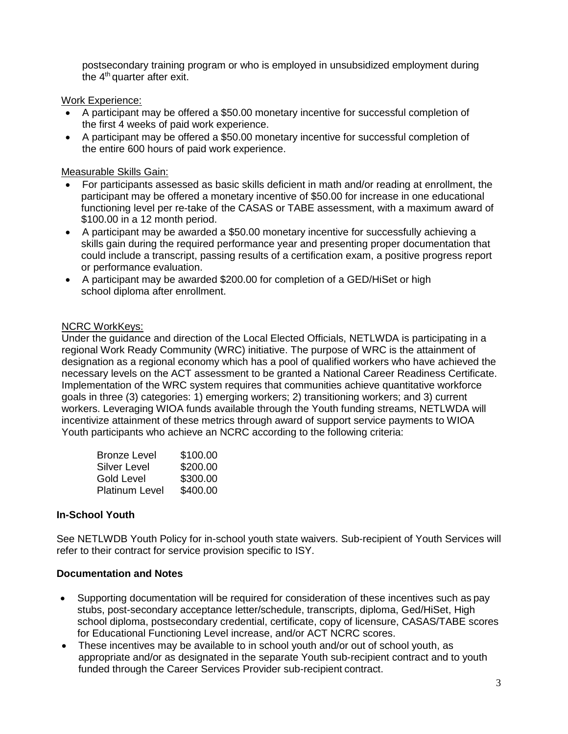postsecondary training program or who is employed in unsubsidized employment during the 4th quarter after exit.

Work Experience:

- A participant may be offered a $50.00 monetary incentive for successful completion of the first 4 weeks of paid work experience.
- A participant may be offered a $50.00 monetary incentive for successful completion of the entire 600 hours of paid work experience.

Measurable Skills Gain:

- For participants assessed as basic skills deficient in math and/or reading at enrollment, the participant may be offered a monetary incentive of $50.00 for increase in one educational functioning level per re-take of the CASAS or TABE assessment, with a maximum award of $100.00 in a 12 month period.
- A participant may be awarded a $50.00 monetary incentive for successfully achieving a skills gain during the required performance year and presenting proper documentation that could include a transcript, passing results of a certification exam, a positive progress report or performance evaluation.
- A participant may be awarded $200.00 for completion of a GED/HiSet or high school diploma after enrollment.

NCRC WorkKeys:

Under the guidance and direction of the Local Elected Officials, NETLWDA is participating in a regional Work Ready Community (WRC) initiative. The purpose of WRC is the attainment of designation as a regional economy which has a pool of qualified workers who have achieved the necessary levels on the ACT assessment to be granted a National Career Readiness Certificate. Implementation of the WRC system requires that communities achieve quantitative workforce goals in three (3) categories: 1) emerging workers; 2) transitioning workers; and 3) current workers. Leveraging WIOA funds available through the Youth funding streams, NETLWDA will incentivize attainment of these metrics through award of support service payments to WIOA Youth participants who achieve an NCRC according to the following criteria:

| Level | Amount |
|---|---|
| Bronze Level | $100.00 |
| Silver Level | $200.00 |
| Gold Level | $300.00 |
| Platinum Level | $400.00 |

**In-School Youth**

See NETLWDB Youth Policy for in-school youth state waivers. Sub-recipient of Youth Services will refer to their contract for service provision specific to ISY.

**Documentation and Notes**

- Supporting documentation will be required for consideration of these incentives such as pay stubs, post-secondary acceptance letter/schedule, transcripts, diploma, Ged/HiSet, High school diploma, postsecondary credential, certificate, copy of licensure, CASAS/TABE scores for Educational Functioning Level increase, and/or ACT NCRC scores.
- These incentives may be available to in school youth and/or out of school youth, as appropriate and/or as designated in the separate Youth sub-recipient contract and to youth funded through the Career Services Provider sub-recipient contract.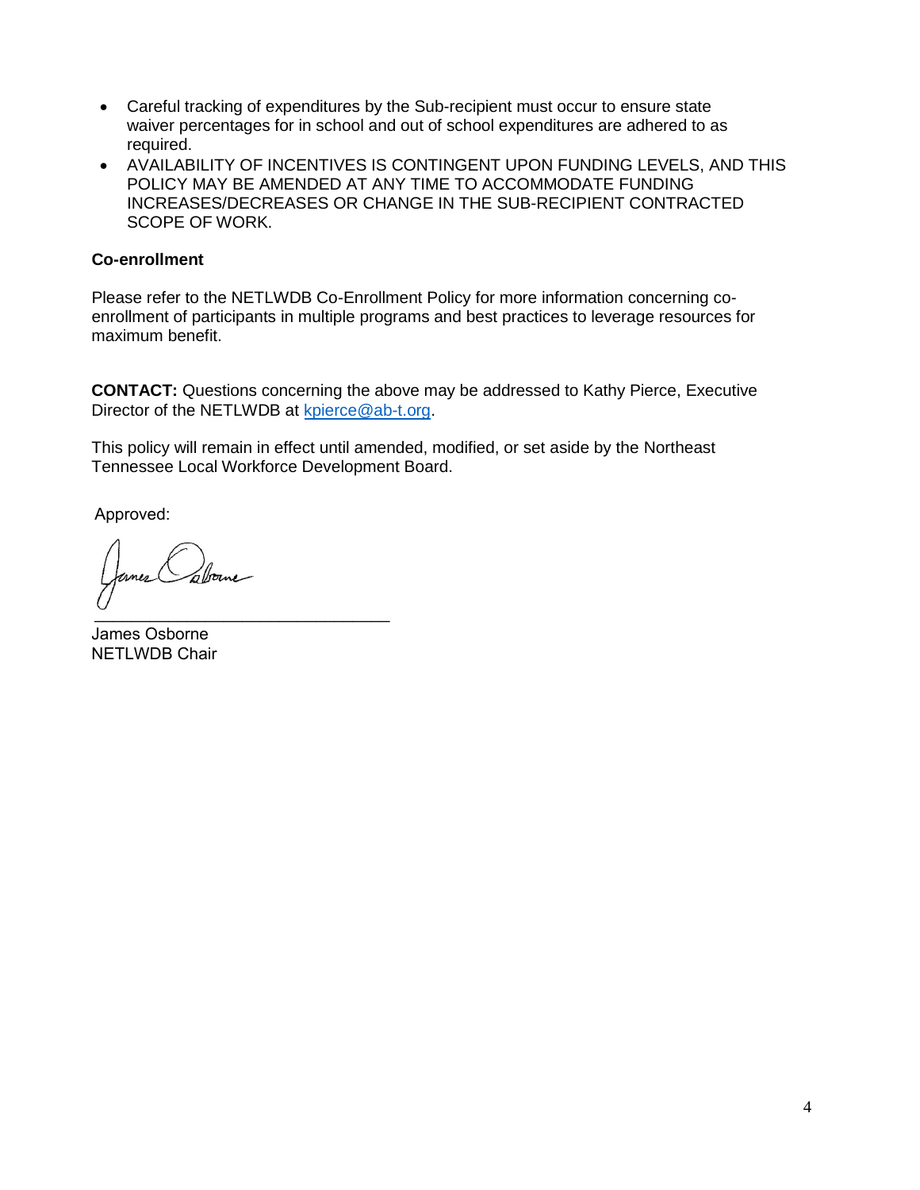- Careful tracking of expenditures by the Sub-recipient must occur to ensure state waiver percentages for in school and out of school expenditures are adhered to as required.
- AVAILABILITY OF INCENTIVES IS CONTINGENT UPON FUNDING LEVELS, AND THIS POLICY MAY BE AMENDED AT ANY TIME TO ACCOMMODATE FUNDING INCREASES/DECREASES OR CHANGE IN THE SUB-RECIPIENT CONTRACTED SCOPE OF WORK.

**Co-enrollment**

Please refer to the NETLWDB Co-Enrollment Policy for more information concerning co-enrollment of participants in multiple programs and best practices to leverage resources for maximum benefit.

**CONTACT:** Questions concerning the above may be addressed to Kathy Pierce, Executive Director of the NETLWDB at kpierce@ab-t.org.

This policy will remain in effect until amended, modified, or set aside by the Northeast Tennessee Local Workforce Development Board.

Approved:

James Osborne
NETLWDB Chair